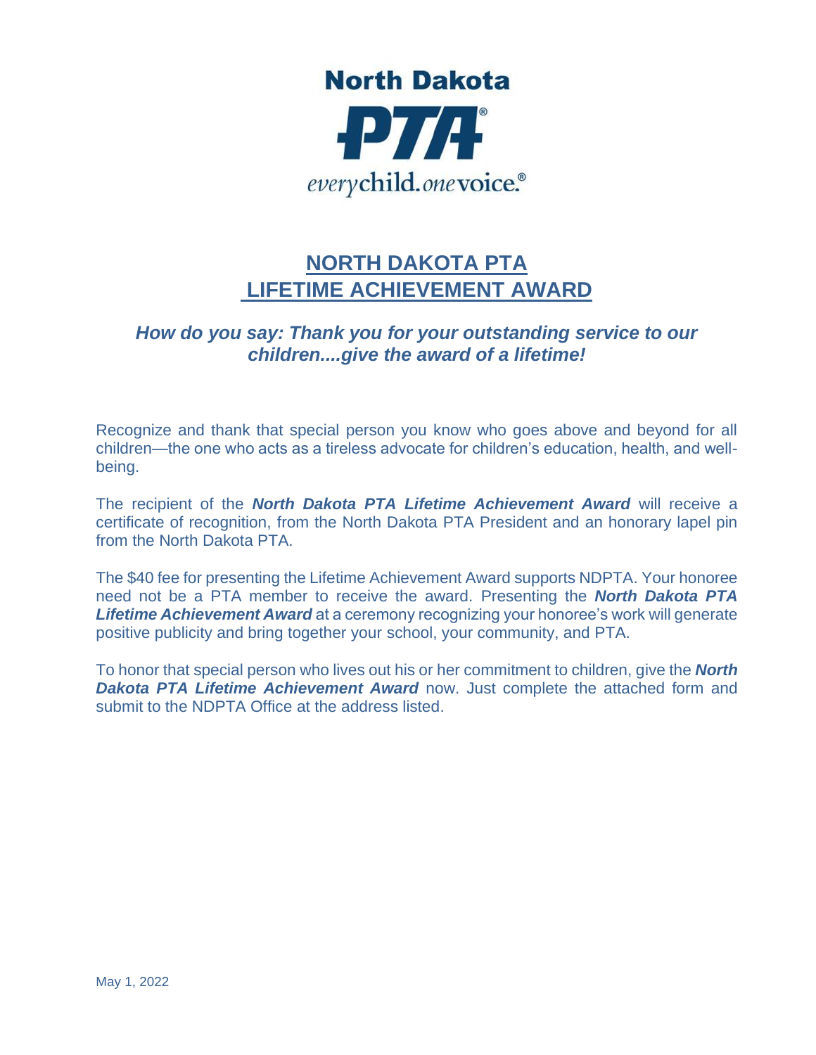North Dakota

PTA®

everychild.onevoice.®

# NORTH DAKOTA PTA LIFETIME ACHIEVEMENT AWARD

***How do you say: Thank you for your outstanding service to our children....give the award of a lifetime!***

Recognize and thank that special person you know who goes above and beyond for all children—the one who acts as a tireless advocate for children's education, health, and well-being.

The recipient of the ***North Dakota PTA Lifetime Achievement Award*** will receive a certificate of recognition, from the North Dakota PTA President and an honorary lapel pin from the North Dakota PTA.

The $40 fee for presenting the Lifetime Achievement Award supports NDPTA. Your honoree need not be a PTA member to receive the award. Presenting the ***North Dakota PTA Lifetime Achievement Award*** at a ceremony recognizing your honoree's work will generate positive publicity and bring together your school, your community, and PTA.

To honor that special person who lives out his or her commitment to children, give the ***North Dakota PTA Lifetime Achievement Award*** now. Just complete the attached form and submit to the NDPTA Office at the address listed.

May 1, 2022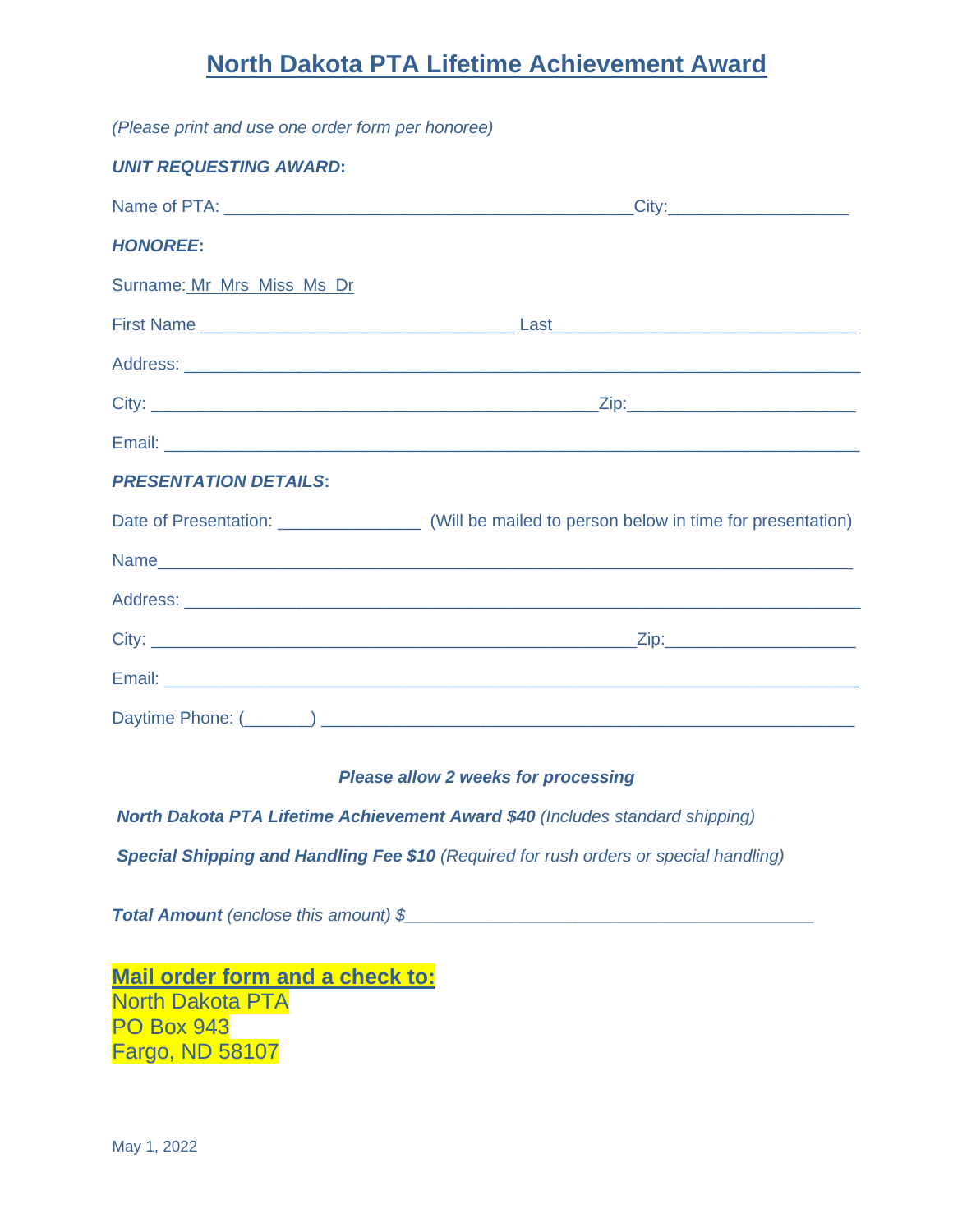# North Dakota PTA Lifetime Achievement Award

*(Please print and use one order form per honoree)*

***UNIT REQUESTING AWARD*:**

Name of PTA: __________________________________________City:__________________

***HONOREE*:**

Surname: Mr Mrs Miss Ms Dr

First Name ________________________________ Last_______________________________

Address: _____________________________________________________________________

City: ______________________________________________Zip:_______________________

Email: _______________________________________________________________________

***PRESENTATION DETAILS*:**

Date of Presentation: ______________ (Will be mailed to person below in time for presentation)

Name_______________________________________________________________________

Address: _____________________________________________________________________

City: __________________________________________________Zip:___________________

Email: _______________________________________________________________________

Daytime Phone: (_______) ______________________________________________________

***Please allow 2 weeks for processing***

***North Dakota PTA Lifetime Achievement Award $40*** *(Includes standard shipping)*

***Special Shipping and Handling Fee $10*** *(Required for rush orders or special handling)*

***Total Amount*** *(enclose this amount) $*__________________________________________

**Mail order form and a check to:**
North Dakota PTA
PO Box 943
Fargo, ND 58107

May 1, 2022